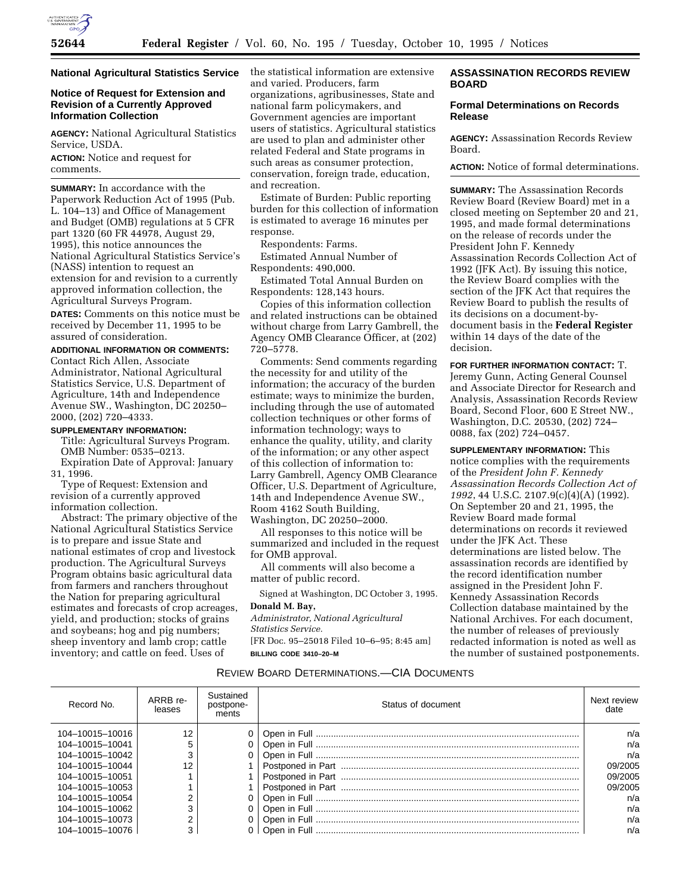## National Agricultural Statistics Service

### Notice of Request for Extension and Revision of a Currently Approved Information Collection

**AGENCY:** National Agricultural Statistics Service, USDA.

**ACTION:** Notice and request for comments.

**SUMMARY:** In accordance with the Paperwork Reduction Act of 1995 (Pub. L. 104–13) and Office of Management and Budget (OMB) regulations at 5 CFR part 1320 (60 FR 44978, August 29, 1995), this notice announces the National Agricultural Statistics Service's (NASS) intention to request an extension for and revision to a currently approved information collection, the Agricultural Surveys Program.

**DATES:** Comments on this notice must be received by December 11, 1995 to be assured of consideration.

**ADDITIONAL INFORMATION OR COMMENTS:** Contact Rich Allen, Associate Administrator, National Agricultural Statistics Service, U.S. Department of Agriculture, 14th and Independence Avenue SW., Washington, DC 20250–2000, (202) 720–4333.

**SUPPLEMENTARY INFORMATION:**

Title: Agricultural Surveys Program.

OMB Number: 0535–0213.

Expiration Date of Approval: January 31, 1996.

Type of Request: Extension and revision of a currently approved information collection.

Abstract: The primary objective of the National Agricultural Statistics Service is to prepare and issue State and national estimates of crop and livestock production. The Agricultural Surveys Program obtains basic agricultural data from farmers and ranchers throughout the Nation for preparing agricultural estimates and forecasts of crop acreages, yield, and production; stocks of grains and soybeans; hog and pig numbers; sheep inventory and lamb crop; cattle inventory; and cattle on feed. Uses of the statistical information are extensive and varied. Producers, farm organizations, agribusinesses, State and national farm policymakers, and Government agencies are important users of statistics. Agricultural statistics are used to plan and administer other related Federal and State programs in such areas as consumer protection, conservation, foreign trade, education, and recreation.

Estimate of Burden: Public reporting burden for this collection of information is estimated to average 16 minutes per response.

Respondents: Farms.

Estimated Annual Number of Respondents: 490,000.

Estimated Total Annual Burden on Respondents: 128,143 hours.

Copies of this information collection and related instructions can be obtained without charge from Larry Gambrell, the Agency OMB Clearance Officer, at (202) 720–5778.

Comments: Send comments regarding the necessity for and utility of the information; the accuracy of the burden estimate; ways to minimize the burden, including through the use of automated collection techniques or other forms of information technology; ways to enhance the quality, utility, and clarity of the information; or any other aspect of this collection of information to: Larry Gambrell, Agency OMB Clearance Officer, U.S. Department of Agriculture, 14th and Independence Avenue SW., Room 4162 South Building, Washington, DC 20250–2000.

All responses to this notice will be summarized and included in the request for OMB approval.

All comments will also become a matter of public record.

Signed at Washington, DC October 3, 1995.

**Donald M. Bay,**

*Administrator, National Agricultural Statistics Service.*

[FR Doc. 95–25018 Filed 10–6–95; 8:45 am]

**BILLING CODE 3410–20–M**

## ASSASSINATION RECORDS REVIEW BOARD

### Formal Determinations on Records Release

**AGENCY:** Assassination Records Review Board.

**ACTION:** Notice of formal determinations.

**SUMMARY:** The Assassination Records Review Board (Review Board) met in a closed meeting on September 20 and 21, 1995, and made formal determinations on the release of records under the President John F. Kennedy Assassination Records Collection Act of 1992 (JFK Act). By issuing this notice, the Review Board complies with the section of the JFK Act that requires the Review Board to publish the results of its decisions on a document-by-document basis in the **Federal Register** within 14 days of the date of the decision.

**FOR FURTHER INFORMATION CONTACT:** T. Jeremy Gunn, Acting General Counsel and Associate Director for Research and Analysis, Assassination Records Review Board, Second Floor, 600 E Street NW., Washington, D.C. 20530, (202) 724–0088, fax (202) 724–0457.

**SUPPLEMENTARY INFORMATION:** This notice complies with the requirements of the *President John F. Kennedy Assassination Records Collection Act of 1992*, 44 U.S.C. 2107.9(c)(4)(A) (1992). On September 20 and 21, 1995, the Review Board made formal determinations on records it reviewed under the JFK Act. These determinations are listed below. The assassination records are identified by the record identification number assigned in the President John F. Kennedy Assassination Records Collection database maintained by the National Archives. For each document, the number of releases of previously redacted information is noted as well as the number of sustained postponements.

REVIEW BOARD DETERMINATIONS.—CIA DOCUMENTS

| Record No. | ARRB releases | Sustained postponements | Status of document | Next review date |
|---|---|---|---|---|
| 104–10015–10016 | 12 | 0 | Open in Full | n/a |
| 104–10015–10041 | 5 | 0 | Open in Full | n/a |
| 104–10015–10042 | 3 | 0 | Open in Full | n/a |
| 104–10015–10044 | 12 | 1 | Postponed in Part | 09/2005 |
| 104–10015–10051 | 1 | 1 | Postponed in Part | 09/2005 |
| 104–10015–10053 | 1 | 1 | Postponed in Part | 09/2005 |
| 104–10015–10054 | 2 | 0 | Open in Full | n/a |
| 104–10015–10062 | 3 | 0 | Open in Full | n/a |
| 104–10015–10073 | 2 | 0 | Open in Full | n/a |
| 104–10015–10076 | 3 | 0 | Open in Full | n/a |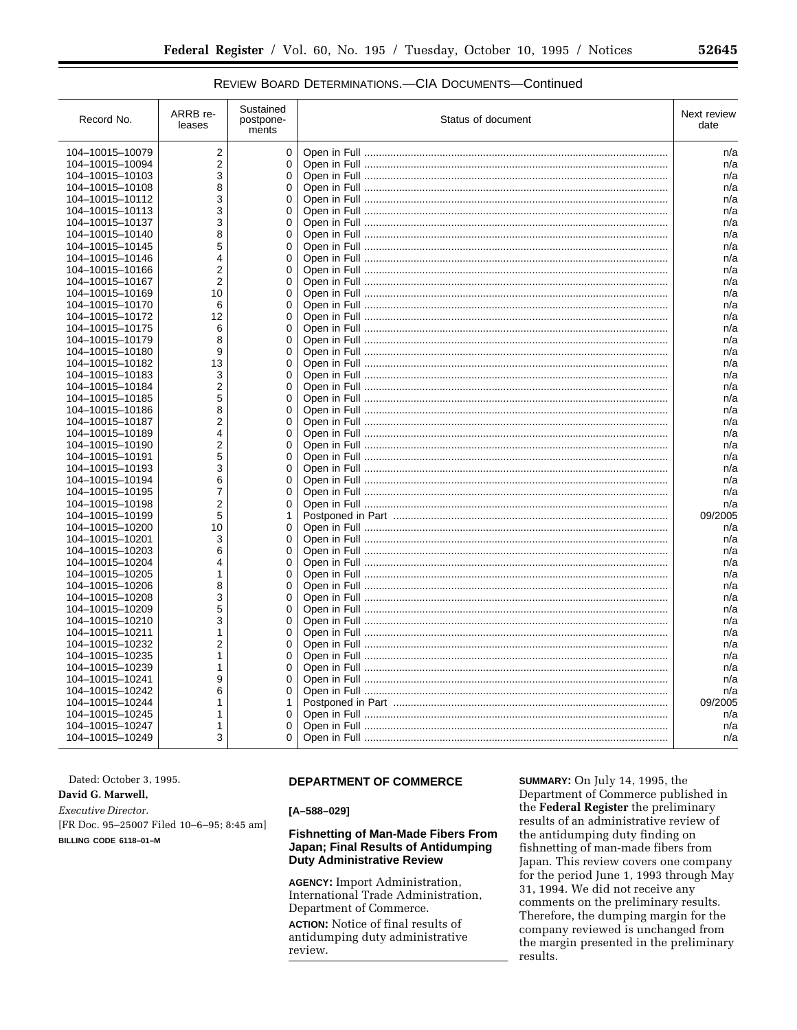## REVIEW BOARD DETERMINATIONS.—CIA DOCUMENTS—Continued

| Record No. | ARRB releases | Sustained postponements | Status of document | Next review date |
|---|---|---|---|---|
| 104–10015–10079 | 2 | 0 | Open in Full | n/a |
| 104–10015–10094 | 2 | 0 | Open in Full | n/a |
| 104–10015–10103 | 3 | 0 | Open in Full | n/a |
| 104–10015–10108 | 8 | 0 | Open in Full | n/a |
| 104–10015–10112 | 3 | 0 | Open in Full | n/a |
| 104–10015–10113 | 3 | 0 | Open in Full | n/a |
| 104–10015–10137 | 3 | 0 | Open in Full | n/a |
| 104–10015–10140 | 8 | 0 | Open in Full | n/a |
| 104–10015–10145 | 5 | 0 | Open in Full | n/a |
| 104–10015–10146 | 4 | 0 | Open in Full | n/a |
| 104–10015–10166 | 2 | 0 | Open in Full | n/a |
| 104–10015–10167 | 2 | 0 | Open in Full | n/a |
| 104–10015–10169 | 10 | 0 | Open in Full | n/a |
| 104–10015–10170 | 6 | 0 | Open in Full | n/a |
| 104–10015–10172 | 12 | 0 | Open in Full | n/a |
| 104–10015–10175 | 6 | 0 | Open in Full | n/a |
| 104–10015–10179 | 8 | 0 | Open in Full | n/a |
| 104–10015–10180 | 9 | 0 | Open in Full | n/a |
| 104–10015–10182 | 13 | 0 | Open in Full | n/a |
| 104–10015–10183 | 3 | 0 | Open in Full | n/a |
| 104–10015–10184 | 2 | 0 | Open in Full | n/a |
| 104–10015–10185 | 5 | 0 | Open in Full | n/a |
| 104–10015–10186 | 8 | 0 | Open in Full | n/a |
| 104–10015–10187 | 2 | 0 | Open in Full | n/a |
| 104–10015–10189 | 4 | 0 | Open in Full | n/a |
| 104–10015–10190 | 2 | 0 | Open in Full | n/a |
| 104–10015–10191 | 5 | 0 | Open in Full | n/a |
| 104–10015–10193 | 3 | 0 | Open in Full | n/a |
| 104–10015–10194 | 6 | 0 | Open in Full | n/a |
| 104–10015–10195 | 7 | 0 | Open in Full | n/a |
| 104–10015–10198 | 2 | 0 | Open in Full | n/a |
| 104–10015–10199 | 5 | 1 | Postponed in Part | 09/2005 |
| 104–10015–10200 | 10 | 0 | Open in Full | n/a |
| 104–10015–10201 | 3 | 0 | Open in Full | n/a |
| 104–10015–10203 | 6 | 0 | Open in Full | n/a |
| 104–10015–10204 | 4 | 0 | Open in Full | n/a |
| 104–10015–10205 | 1 | 0 | Open in Full | n/a |
| 104–10015–10206 | 8 | 0 | Open in Full | n/a |
| 104–10015–10208 | 3 | 0 | Open in Full | n/a |
| 104–10015–10209 | 5 | 0 | Open in Full | n/a |
| 104–10015–10210 | 3 | 0 | Open in Full | n/a |
| 104–10015–10211 | 1 | 0 | Open in Full | n/a |
| 104–10015–10232 | 2 | 0 | Open in Full | n/a |
| 104–10015–10235 | 1 | 0 | Open in Full | n/a |
| 104–10015–10239 | 1 | 0 | Open in Full | n/a |
| 104–10015–10241 | 9 | 0 | Open in Full | n/a |
| 104–10015–10242 | 6 | 0 | Open in Full | n/a |
| 104–10015–10244 | 1 | 1 | Postponed in Part | 09/2005 |
| 104–10015–10245 | 1 | 0 | Open in Full | n/a |
| 104–10015–10247 | 1 | 0 | Open in Full | n/a |
| 104–10015–10249 | 3 | 0 | Open in Full | n/a |

Dated: October 3, 1995.

**David G. Marwell,**

*Executive Director.*

[FR Doc. 95–25007 Filed 10–6–95; 8:45 am]

**BILLING CODE 6118–01–M**

## DEPARTMENT OF COMMERCE

**[A–588–029]**

### Fishnetting of Man-Made Fibers From Japan; Final Results of Antidumping Duty Administrative Review

**AGENCY:** Import Administration, International Trade Administration, Department of Commerce.

**ACTION:** Notice of final results of antidumping duty administrative review.

**SUMMARY:** On July 14, 1995, the Department of Commerce published in the **Federal Register** the preliminary results of an administrative review of the antidumping duty finding on fishnetting of man-made fibers from Japan. This review covers one company for the period June 1, 1993 through May 31, 1994. We did not receive any comments on the preliminary results. Therefore, the dumping margin for the company reviewed is unchanged from the margin presented in the preliminary results.